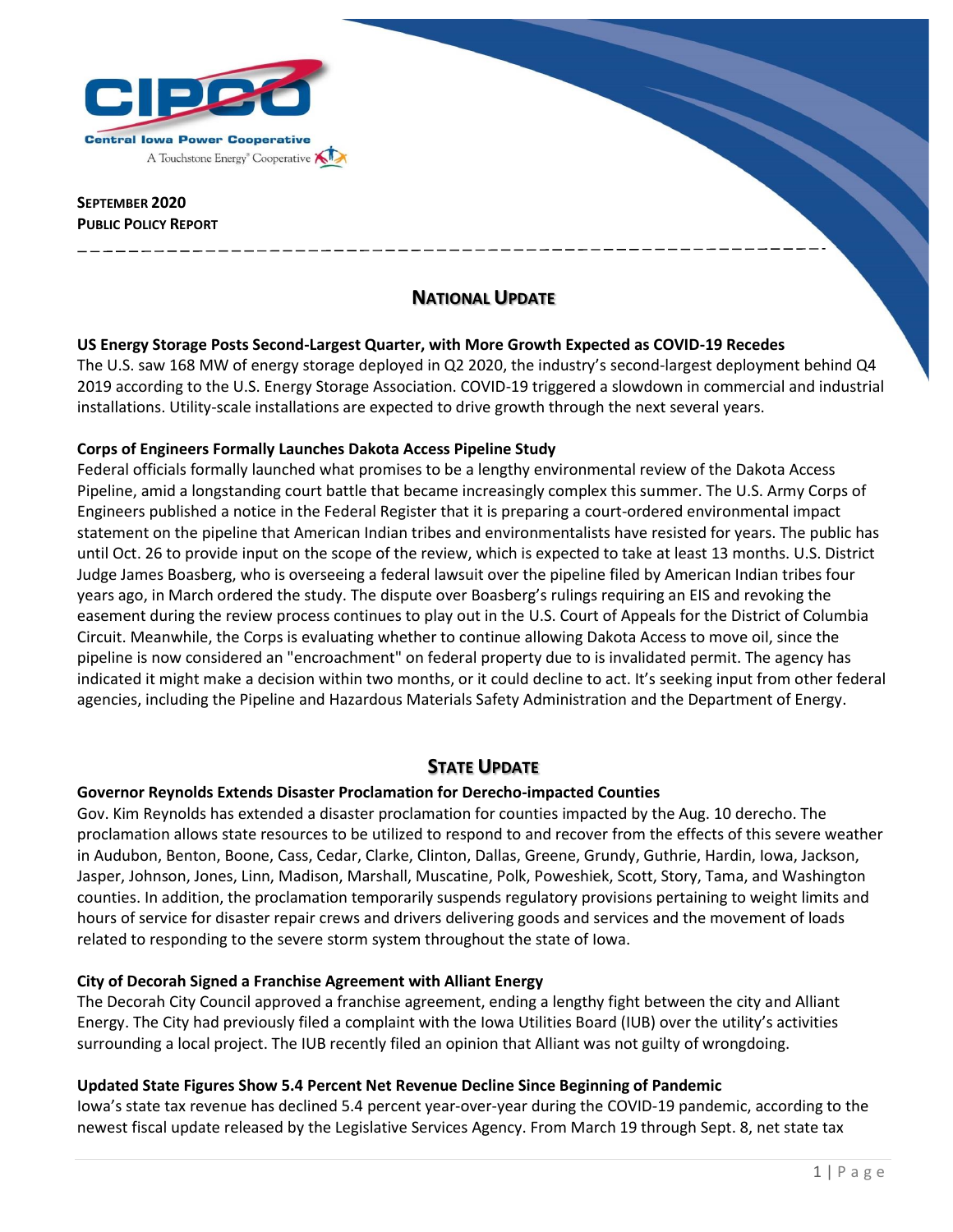CIPCO

Central Iowa Power Cooperative

A Touchstone Energy® Cooperative

**SEPTEMBER 2020**
**PUBLIC POLICY REPORT**

## NATIONAL UPDATE

**US Energy Storage Posts Second-Largest Quarter, with More Growth Expected as COVID-19 Recedes**
The U.S. saw 168 MW of energy storage deployed in Q2 2020, the industry's second-largest deployment behind Q4 2019 according to the U.S. Energy Storage Association. COVID-19 triggered a slowdown in commercial and industrial installations. Utility-scale installations are expected to drive growth through the next several years.

**Corps of Engineers Formally Launches Dakota Access Pipeline Study**
Federal officials formally launched what promises to be a lengthy environmental review of the Dakota Access Pipeline, amid a longstanding court battle that became increasingly complex this summer. The U.S. Army Corps of Engineers published a notice in the Federal Register that it is preparing a court-ordered environmental impact statement on the pipeline that American Indian tribes and environmentalists have resisted for years. The public has until Oct. 26 to provide input on the scope of the review, which is expected to take at least 13 months. U.S. District Judge James Boasberg, who is overseeing a federal lawsuit over the pipeline filed by American Indian tribes four years ago, in March ordered the study. The dispute over Boasberg's rulings requiring an EIS and revoking the easement during the review process continues to play out in the U.S. Court of Appeals for the District of Columbia Circuit. Meanwhile, the Corps is evaluating whether to continue allowing Dakota Access to move oil, since the pipeline is now considered an "encroachment" on federal property due to is invalidated permit. The agency has indicated it might make a decision within two months, or it could decline to act. It's seeking input from other federal agencies, including the Pipeline and Hazardous Materials Safety Administration and the Department of Energy.

## STATE UPDATE

**Governor Reynolds Extends Disaster Proclamation for Derecho-impacted Counties**
Gov. Kim Reynolds has extended a disaster proclamation for counties impacted by the Aug. 10 derecho. The proclamation allows state resources to be utilized to respond to and recover from the effects of this severe weather in Audubon, Benton, Boone, Cass, Cedar, Clarke, Clinton, Dallas, Greene, Grundy, Guthrie, Hardin, Iowa, Jackson, Jasper, Johnson, Jones, Linn, Madison, Marshall, Muscatine, Polk, Poweshiek, Scott, Story, Tama, and Washington counties. In addition, the proclamation temporarily suspends regulatory provisions pertaining to weight limits and hours of service for disaster repair crews and drivers delivering goods and services and the movement of loads related to responding to the severe storm system throughout the state of Iowa.

**City of Decorah Signed a Franchise Agreement with Alliant Energy**
The Decorah City Council approved a franchise agreement, ending a lengthy fight between the city and Alliant Energy. The City had previously filed a complaint with the Iowa Utilities Board (IUB) over the utility's activities surrounding a local project. The IUB recently filed an opinion that Alliant was not guilty of wrongdoing.

**Updated State Figures Show 5.4 Percent Net Revenue Decline Since Beginning of Pandemic**
Iowa's state tax revenue has declined 5.4 percent year-over-year during the COVID-19 pandemic, according to the newest fiscal update released by the Legislative Services Agency. From March 19 through Sept. 8, net state tax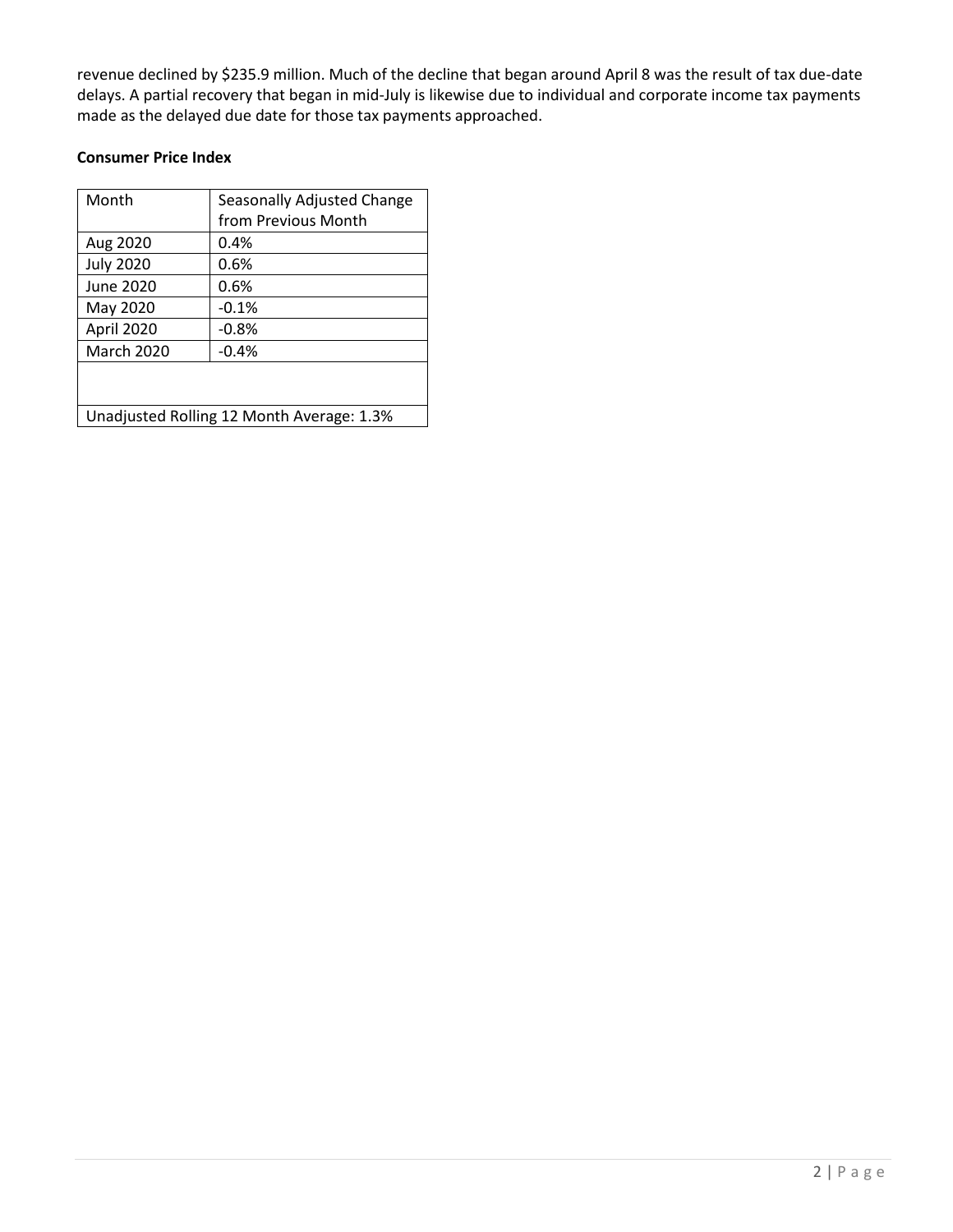revenue declined by $235.9 million. Much of the decline that began around April 8 was the result of tax due-date delays. A partial recovery that began in mid-July is likewise due to individual and corporate income tax payments made as the delayed due date for those tax payments approached.

**Consumer Price Index**

| Month | Seasonally Adjusted Change from Previous Month |
|---|---|
| Aug 2020 | 0.4% |
| July 2020 | 0.6% |
| June 2020 | 0.6% |
| May 2020 | -0.1% |
| April 2020 | -0.8% |
| March 2020 | -0.4% |
| | |
| Unadjusted Rolling 12 Month Average: 1.3% | |